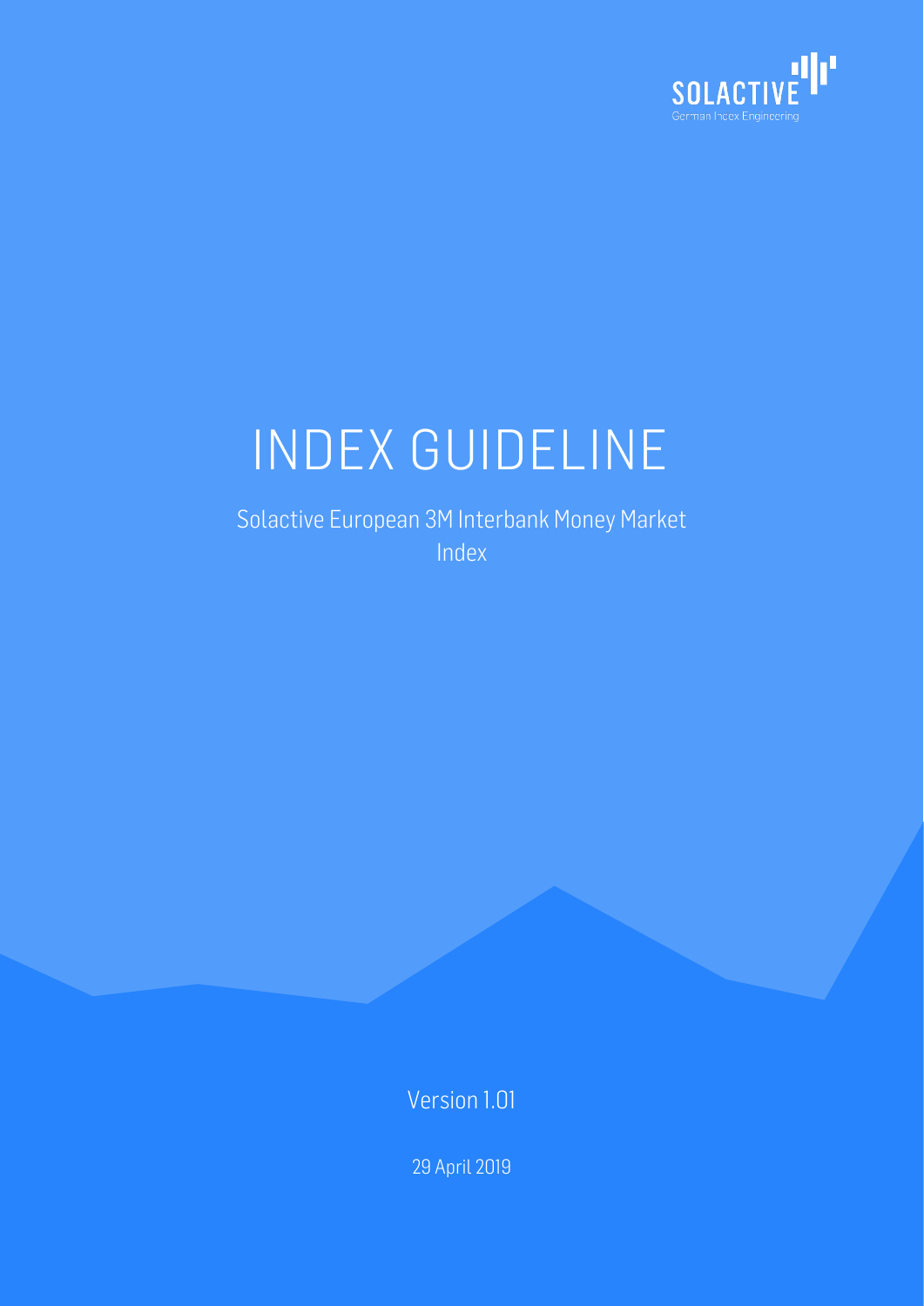SOLACTIVE

German Index Engineering

# INDEX GUIDELINE

Solactive European 3M Interbank Money Market Index

Version 1.01

29 April 2019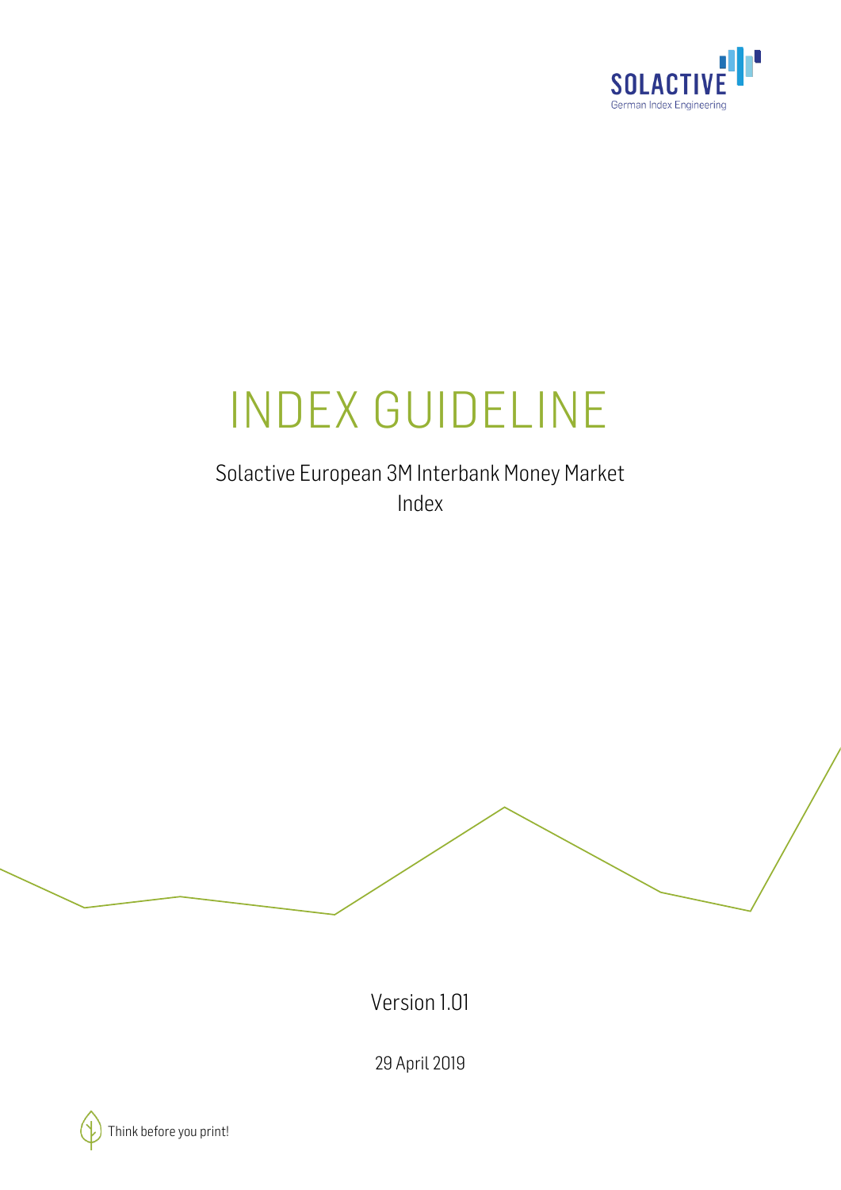# INDEX GUIDELINE

Solactive European 3M Interbank Money Market Index

Version 1.01

29 April 2019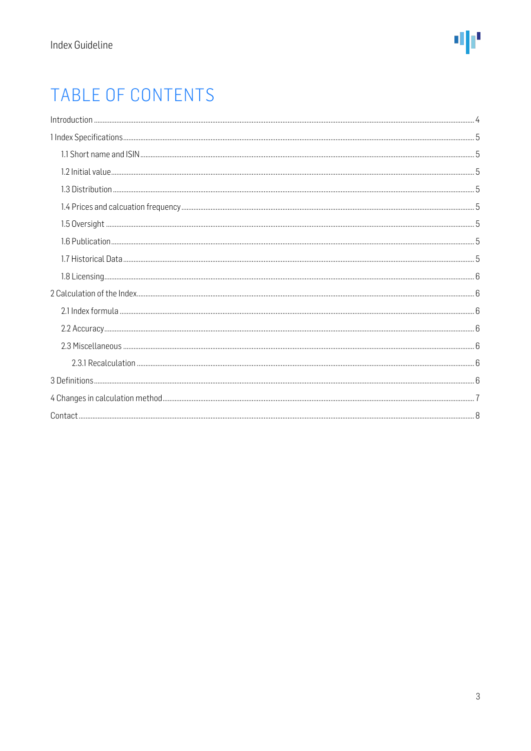# TABLE OF CONTENTS

Introduction ..... 4

1 Index Specifications ..... 5

- 1.1 Short name and ISIN ..... 5
- 1.2 Initial value ..... 5
- 1.3 Distribution ..... 5
- 1.4 Prices and calcuation frequency ..... 5
- 1.5 Oversight ..... 5
- 1.6 Publication ..... 5
- 1.7 Historical Data ..... 5
- 1.8 Licensing ..... 6

2 Calculation of the Index ..... 6

- 2.1 Index formula ..... 6
- 2.2 Accuracy ..... 6
- 2.3 Miscellaneous ..... 6
  - 2.3.1 Recalculation ..... 6

3 Definitions ..... 6

4 Changes in calculation method ..... 7

Contact ..... 8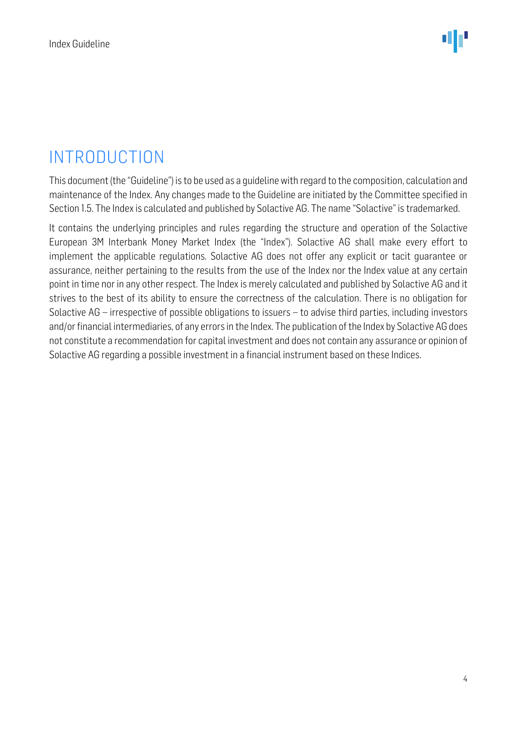# INTRODUCTION

This document (the "Guideline") is to be used as a guideline with regard to the composition, calculation and maintenance of the Index. Any changes made to the Guideline are initiated by the Committee specified in Section 1.5. The Index is calculated and published by Solactive AG. The name "Solactive" is trademarked.

It contains the underlying principles and rules regarding the structure and operation of the Solactive European 3M Interbank Money Market Index (the "Index"). Solactive AG shall make every effort to implement the applicable regulations. Solactive AG does not offer any explicit or tacit guarantee or assurance, neither pertaining to the results from the use of the Index nor the Index value at any certain point in time nor in any other respect. The Index is merely calculated and published by Solactive AG and it strives to the best of its ability to ensure the correctness of the calculation. There is no obligation for Solactive AG – irrespective of possible obligations to issuers – to advise third parties, including investors and/or financial intermediaries, of any errors in the Index. The publication of the Index by Solactive AG does not constitute a recommendation for capital investment and does not contain any assurance or opinion of Solactive AG regarding a possible investment in a financial instrument based on these Indices.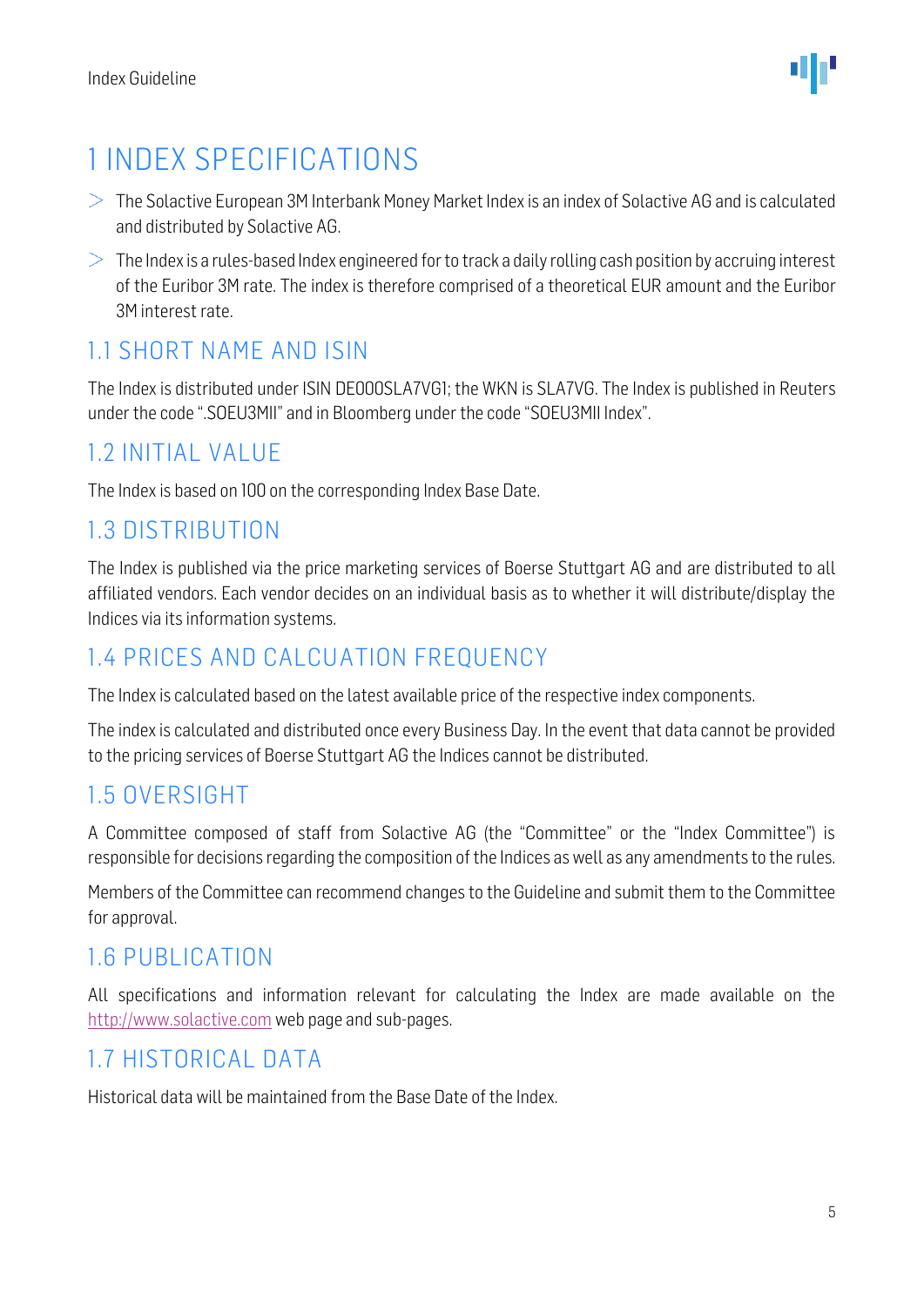# 1 INDEX SPECIFICATIONS

- The Solactive European 3M Interbank Money Market Index is an index of Solactive AG and is calculated and distributed by Solactive AG.
- The Index is a rules-based Index engineered for to track a daily rolling cash position by accruing interest of the Euribor 3M rate. The index is therefore comprised of a theoretical EUR amount and the Euribor 3M interest rate.

## 1.1 SHORT NAME AND ISIN

The Index is distributed under ISIN DE000SLA7VG1; the WKN is SLA7VG. The Index is published in Reuters under the code ".SOEU3MII" and in Bloomberg under the code "SOEU3MII Index".

## 1.2 INITIAL VALUE

The Index is based on 100 on the corresponding Index Base Date.

## 1.3 DISTRIBUTION

The Index is published via the price marketing services of Boerse Stuttgart AG and are distributed to all affiliated vendors. Each vendor decides on an individual basis as to whether it will distribute/display the Indices via its information systems.

## 1.4 PRICES AND CALCUATION FREQUENCY

The Index is calculated based on the latest available price of the respective index components.

The index is calculated and distributed once every Business Day. In the event that data cannot be provided to the pricing services of Boerse Stuttgart AG the Indices cannot be distributed.

## 1.5 OVERSIGHT

A Committee composed of staff from Solactive AG (the "Committee" or the "Index Committee") is responsible for decisions regarding the composition of the Indices as well as any amendments to the rules.

Members of the Committee can recommend changes to the Guideline and submit them to the Committee for approval.

## 1.6 PUBLICATION

All specifications and information relevant for calculating the Index are made available on the http://www.solactive.com web page and sub-pages.

## 1.7 HISTORICAL DATA

Historical data will be maintained from the Base Date of the Index.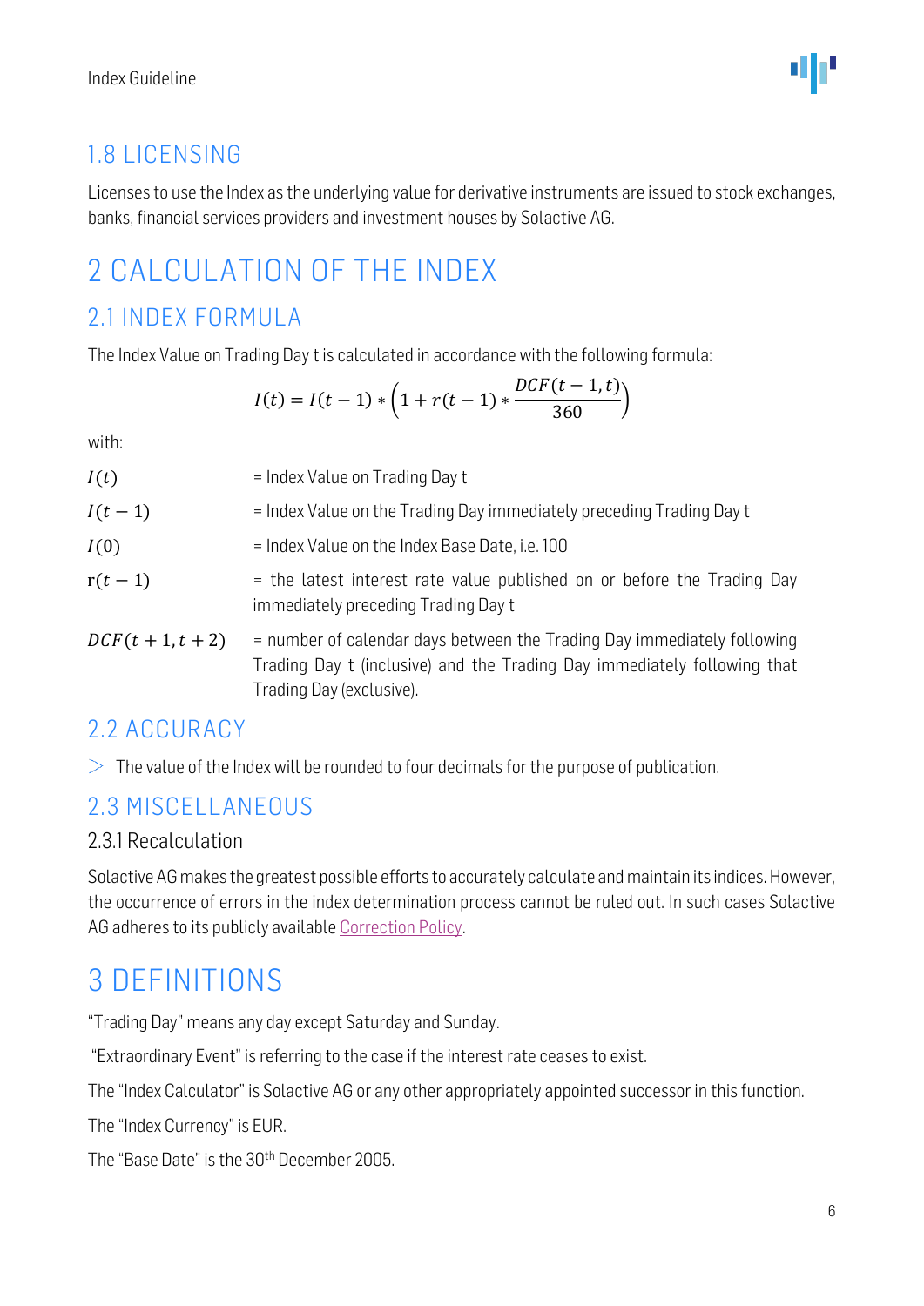## 1.8 LICENSING

Licenses to use the Index as the underlying value for derivative instruments are issued to stock exchanges, banks, financial services providers and investment houses by Solactive AG.

# 2 CALCULATION OF THE INDEX

## 2.1 INDEX FORMULA

The Index Value on Trading Day t is calculated in accordance with the following formula:

$$I(t) = I(t-1) * \left(1 + r(t-1) * \frac{DCF(t-1,t)}{360}\right)$$

with:

| | |
|---|---|
| $I(t)$ | = Index Value on Trading Day t |
| $I(t-1)$ | = Index Value on the Trading Day immediately preceding Trading Day t |
| $I(0)$ | = Index Value on the Index Base Date, i.e. 100 |
| $r(t-1)$ | = the latest interest rate value published on or before the Trading Day immediately preceding Trading Day t |
| $DCF(t+1,t+2)$ | = number of calendar days between the Trading Day immediately following Trading Day t (inclusive) and the Trading Day immediately following that Trading Day (exclusive). |

## 2.2 ACCURACY

- The value of the Index will be rounded to four decimals for the purpose of publication.

## 2.3 MISCELLANEOUS

### 2.3.1 Recalculation

Solactive AG makes the greatest possible efforts to accurately calculate and maintain its indices. However, the occurrence of errors in the index determination process cannot be ruled out. In such cases Solactive AG adheres to its publicly available Correction Policy.

# 3 DEFINITIONS

"Trading Day" means any day except Saturday and Sunday.

"Extraordinary Event" is referring to the case if the interest rate ceases to exist.

The "Index Calculator" is Solactive AG or any other appropriately appointed successor in this function.

The "Index Currency" is EUR.

The "Base Date" is the 30th December 2005.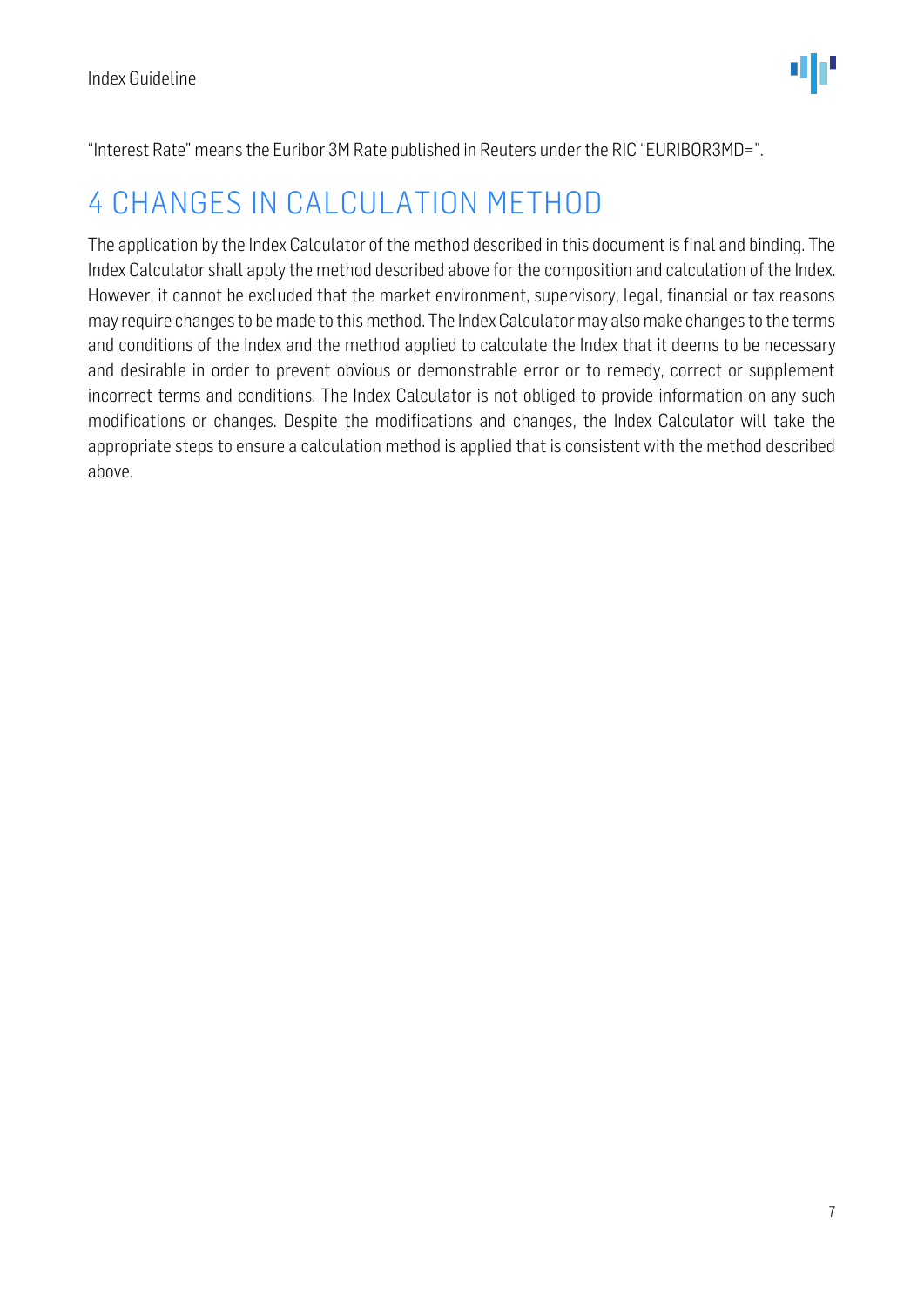“Interest Rate” means the Euribor 3M Rate published in Reuters under the RIC “EURIBOR3MD=”.

# 4 CHANGES IN CALCULATION METHOD

The application by the Index Calculator of the method described in this document is final and binding. The Index Calculator shall apply the method described above for the composition and calculation of the Index. However, it cannot be excluded that the market environment, supervisory, legal, financial or tax reasons may require changes to be made to this method. The Index Calculator may also make changes to the terms and conditions of the Index and the method applied to calculate the Index that it deems to be necessary and desirable in order to prevent obvious or demonstrable error or to remedy, correct or supplement incorrect terms and conditions. The Index Calculator is not obliged to provide information on any such modifications or changes. Despite the modifications and changes, the Index Calculator will take the appropriate steps to ensure a calculation method is applied that is consistent with the method described above.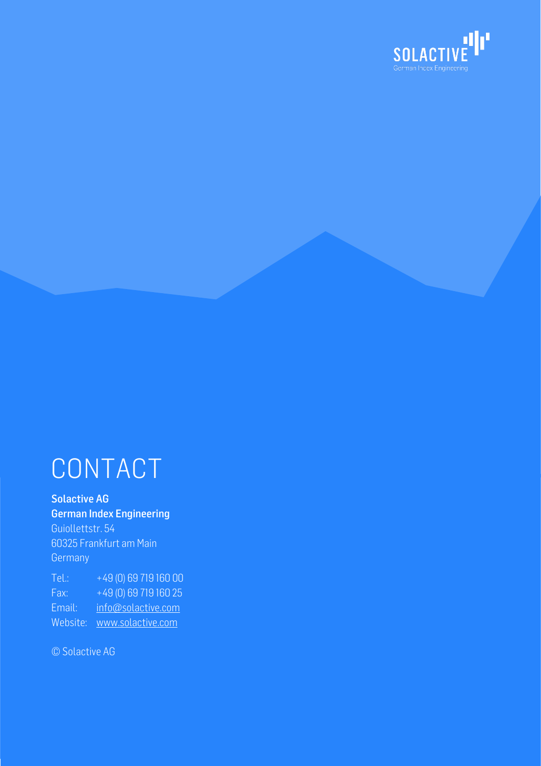# CONTACT

**Solactive AG**
**German Index Engineering**
Guiollettstr. 54
60325 Frankfurt am Main
Germany

Tel.: +49 (0) 69 719 160 00
Fax: +49 (0) 69 719 160 25
Email: info@solactive.com
Website: www.solactive.com

© Solactive AG